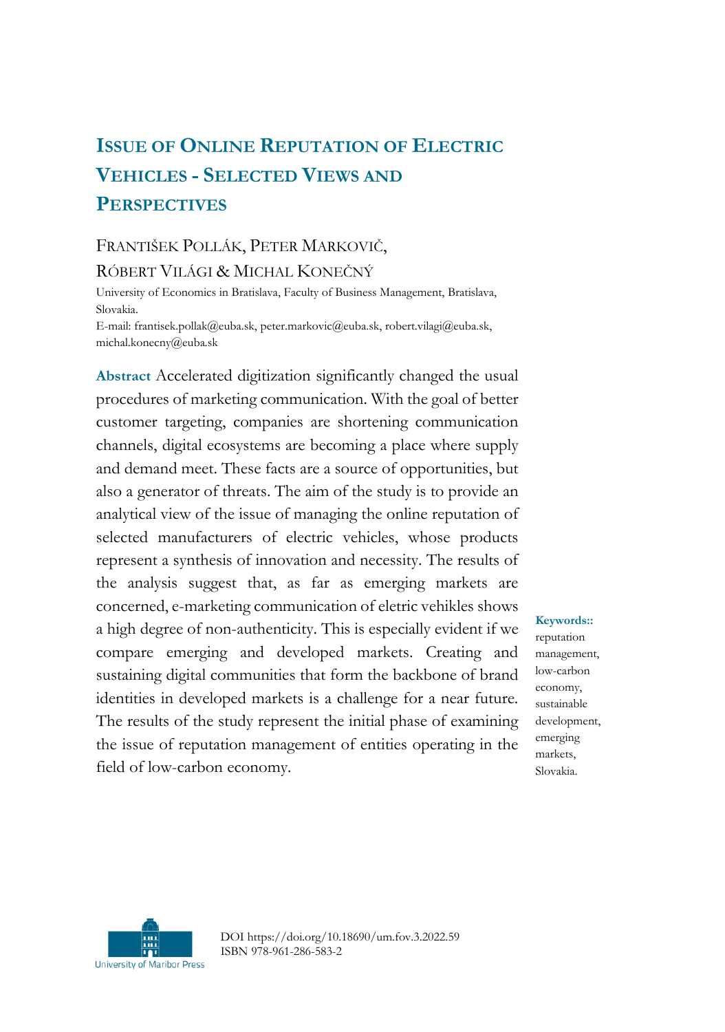# Issue of Online Reputation of Electric Vehicles - Selected Views and Perspectives

FRANTIŠEK POLLÁK, PETER MARKOVIČ, RÓBERT VILÁGI & MICHAL KONEČNÝ

University of Economics in Bratislava, Faculty of Business Management, Bratislava, Slovakia.
E-mail: frantisek.pollak@euba.sk, peter.markovic@euba.sk, robert.vilagi@euba.sk, michal.konecny@euba.sk

**Abstract** Accelerated digitization significantly changed the usual procedures of marketing communication. With the goal of better customer targeting, companies are shortening communication channels, digital ecosystems are becoming a place where supply and demand meet. These facts are a source of opportunities, but also a generator of threats. The aim of the study is to provide an analytical view of the issue of managing the online reputation of selected manufacturers of electric vehicles, whose products represent a synthesis of innovation and necessity. The results of the analysis suggest that, as far as emerging markets are concerned, e-marketing communication of eletric vehikles shows a high degree of non-authenticity. This is especially evident if we compare emerging and developed markets. Creating and sustaining digital communities that form the backbone of brand identities in developed markets is a challenge for a near future. The results of the study represent the initial phase of examining the issue of reputation management of entities operating in the field of low-carbon economy.

**Keywords::** reputation management, low-carbon economy, sustainable development, emerging markets, Slovakia.

University of Maribor Press

DOI https://doi.org/10.18690/um.fov.3.2022.59
ISBN 978-961-286-583-2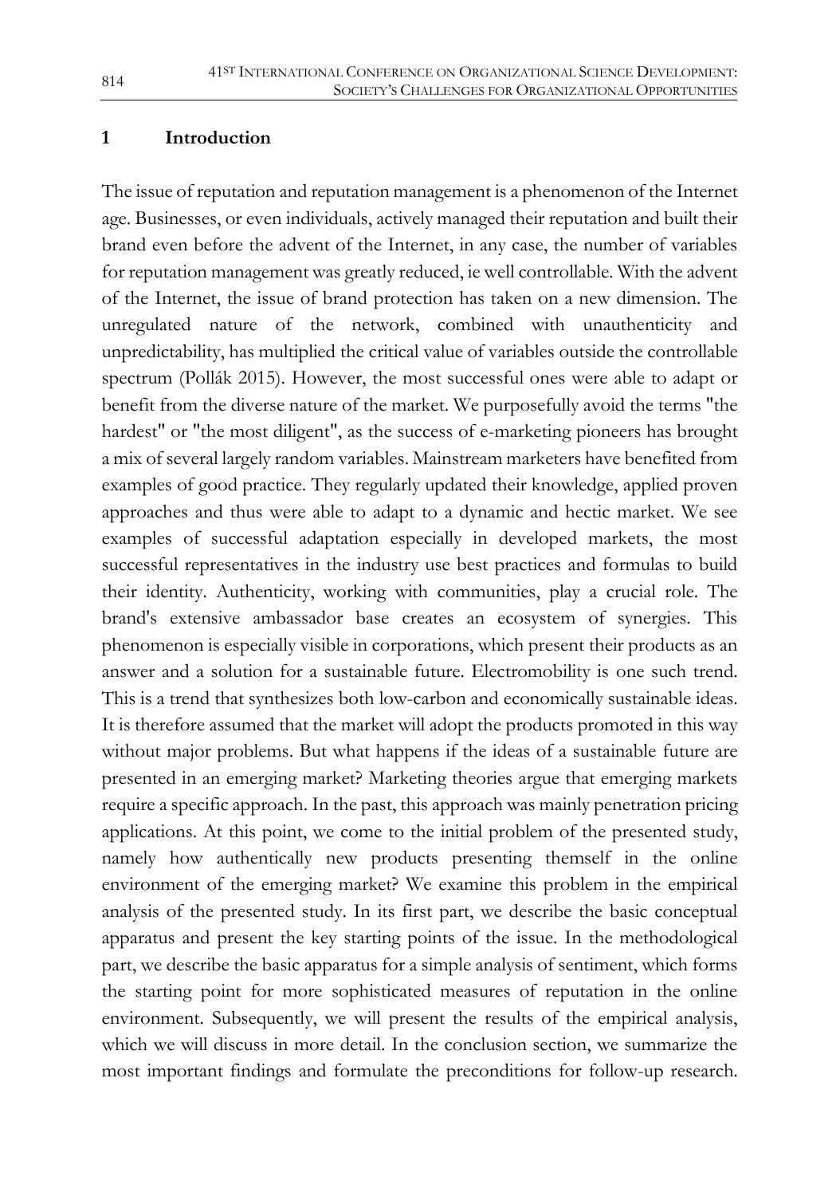## 1 Introduction

The issue of reputation and reputation management is a phenomenon of the Internet age. Businesses, or even individuals, actively managed their reputation and built their brand even before the advent of the Internet, in any case, the number of variables for reputation management was greatly reduced, ie well controllable. With the advent of the Internet, the issue of brand protection has taken on a new dimension. The unregulated nature of the network, combined with unauthenticity and unpredictability, has multiplied the critical value of variables outside the controllable spectrum (Pollák 2015). However, the most successful ones were able to adapt or benefit from the diverse nature of the market. We purposefully avoid the terms "the hardest" or "the most diligent", as the success of e-marketing pioneers has brought a mix of several largely random variables. Mainstream marketers have benefited from examples of good practice. They regularly updated their knowledge, applied proven approaches and thus were able to adapt to a dynamic and hectic market. We see examples of successful adaptation especially in developed markets, the most successful representatives in the industry use best practices and formulas to build their identity. Authenticity, working with communities, play a crucial role. The brand's extensive ambassador base creates an ecosystem of synergies. This phenomenon is especially visible in corporations, which present their products as an answer and a solution for a sustainable future. Electromobility is one such trend. This is a trend that synthesizes both low-carbon and economically sustainable ideas. It is therefore assumed that the market will adopt the products promoted in this way without major problems. But what happens if the ideas of a sustainable future are presented in an emerging market? Marketing theories argue that emerging markets require a specific approach. In the past, this approach was mainly penetration pricing applications. At this point, we come to the initial problem of the presented study, namely how authentically new products presenting themself in the online environment of the emerging market? We examine this problem in the empirical analysis of the presented study. In its first part, we describe the basic conceptual apparatus and present the key starting points of the issue. In the methodological part, we describe the basic apparatus for a simple analysis of sentiment, which forms the starting point for more sophisticated measures of reputation in the online environment. Subsequently, we will present the results of the empirical analysis, which we will discuss in more detail. In the conclusion section, we summarize the most important findings and formulate the preconditions for follow-up research.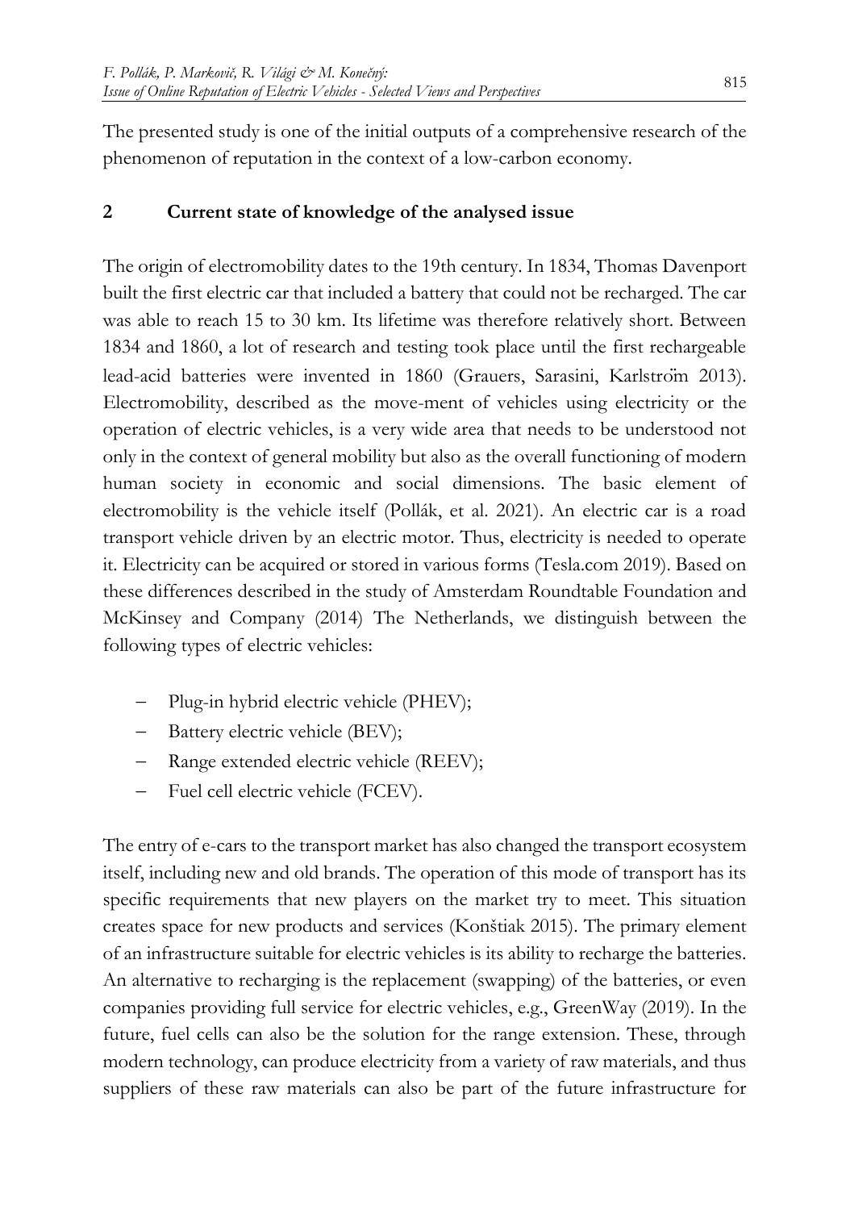The presented study is one of the initial outputs of a comprehensive research of the phenomenon of reputation in the context of a low-carbon economy.

## 2 Current state of knowledge of the analysed issue

The origin of electromobility dates to the 19th century. In 1834, Thomas Davenport built the first electric car that included a battery that could not be recharged. The car was able to reach 15 to 30 km. Its lifetime was therefore relatively short. Between 1834 and 1860, a lot of research and testing took place until the first rechargeable lead-acid batteries were invented in 1860 (Grauers, Sarasini, Karlström 2013). Electromobility, described as the move-ment of vehicles using electricity or the operation of electric vehicles, is a very wide area that needs to be understood not only in the context of general mobility but also as the overall functioning of modern human society in economic and social dimensions. The basic element of electromobility is the vehicle itself (Pollák, et al. 2021). An electric car is a road transport vehicle driven by an electric motor. Thus, electricity is needed to operate it. Electricity can be acquired or stored in various forms (Tesla.com 2019). Based on these differences described in the study of Amsterdam Roundtable Foundation and McKinsey and Company (2014) The Netherlands, we distinguish between the following types of electric vehicles:

- Plug-in hybrid electric vehicle (PHEV);
- Battery electric vehicle (BEV);
- Range extended electric vehicle (REEV);
- Fuel cell electric vehicle (FCEV).

The entry of e-cars to the transport market has also changed the transport ecosystem itself, including new and old brands. The operation of this mode of transport has its specific requirements that new players on the market try to meet. This situation creates space for new products and services (Konštiak 2015). The primary element of an infrastructure suitable for electric vehicles is its ability to recharge the batteries. An alternative to recharging is the replacement (swapping) of the batteries, or even companies providing full service for electric vehicles, e.g., GreenWay (2019). In the future, fuel cells can also be the solution for the range extension. These, through modern technology, can produce electricity from a variety of raw materials, and thus suppliers of these raw materials can also be part of the future infrastructure for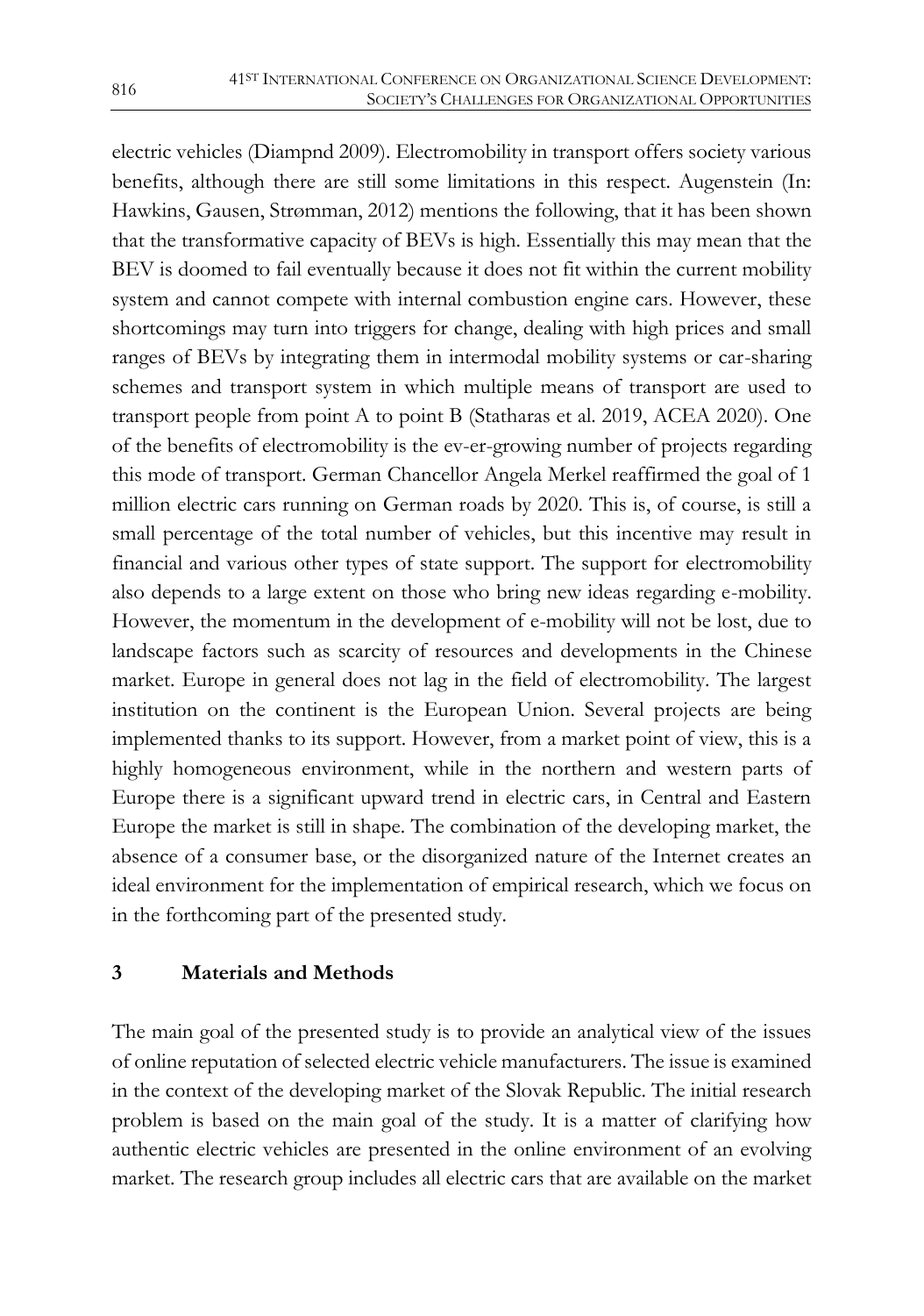electric vehicles (Diampnd 2009). Electromobility in transport offers society various benefits, although there are still some limitations in this respect. Augenstein (In: Hawkins, Gausen, Strømman, 2012) mentions the following, that it has been shown that the transformative capacity of BEVs is high. Essentially this may mean that the BEV is doomed to fail eventually because it does not fit within the current mobility system and cannot compete with internal combustion engine cars. However, these shortcomings may turn into triggers for change, dealing with high prices and small ranges of BEVs by integrating them in intermodal mobility systems or car-sharing schemes and transport system in which multiple means of transport are used to transport people from point A to point B (Statharas et al. 2019, ACEA 2020). One of the benefits of electromobility is the ev-er-growing number of projects regarding this mode of transport. German Chancellor Angela Merkel reaffirmed the goal of 1 million electric cars running on German roads by 2020. This is, of course, is still a small percentage of the total number of vehicles, but this incentive may result in financial and various other types of state support. The support for electromobility also depends to a large extent on those who bring new ideas regarding e-mobility. However, the momentum in the development of e-mobility will not be lost, due to landscape factors such as scarcity of resources and developments in the Chinese market. Europe in general does not lag in the field of electromobility. The largest institution on the continent is the European Union. Several projects are being implemented thanks to its support. However, from a market point of view, this is a highly homogeneous environment, while in the northern and western parts of Europe there is a significant upward trend in electric cars, in Central and Eastern Europe the market is still in shape. The combination of the developing market, the absence of a consumer base, or the disorganized nature of the Internet creates an ideal environment for the implementation of empirical research, which we focus on in the forthcoming part of the presented study.

## 3 Materials and Methods

The main goal of the presented study is to provide an analytical view of the issues of online reputation of selected electric vehicle manufacturers. The issue is examined in the context of the developing market of the Slovak Republic. The initial research problem is based on the main goal of the study. It is a matter of clarifying how authentic electric vehicles are presented in the online environment of an evolving market. The research group includes all electric cars that are available on the market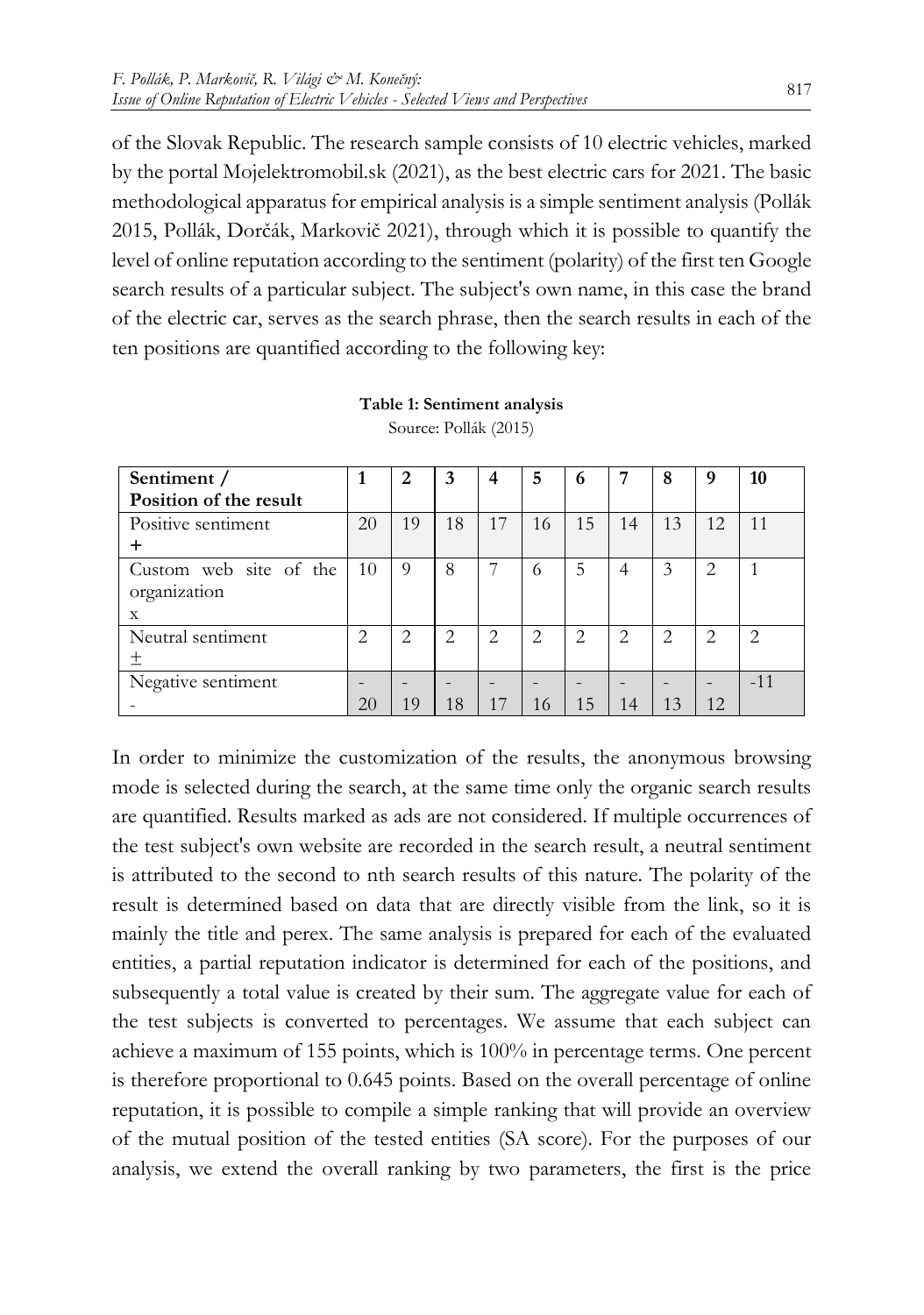of the Slovak Republic. The research sample consists of 10 electric vehicles, marked by the portal Mojelektromobil.sk (2021), as the best electric cars for 2021. The basic methodological apparatus for empirical analysis is a simple sentiment analysis (Pollák 2015, Pollák, Dorčák, Markovič 2021), through which it is possible to quantify the level of online reputation according to the sentiment (polarity) of the first ten Google search results of a particular subject. The subject's own name, in this case the brand of the electric car, serves as the search phrase, then the search results in each of the ten positions are quantified according to the following key:

**Table 1: Sentiment analysis**

Source: Pollák (2015)

| Sentiment / Position of the result | 1 | 2 | 3 | 4 | 5 | 6 | 7 | 8 | 9 | 10 |
|---|---|---|---|---|---|---|---|---|---|---|
| Positive sentiment + | 20 | 19 | 18 | 17 | 16 | 15 | 14 | 13 | 12 | 11 |
| Custom web site of the organization x | 10 | 9 | 8 | 7 | 6 | 5 | 4 | 3 | 2 | 1 |
| Neutral sentiment ± | 2 | 2 | 2 | 2 | 2 | 2 | 2 | 2 | 2 | 2 |
| Negative sentiment - | -20 | -19 | -18 | -17 | -16 | -15 | -14 | -13 | -12 | -11 |

In order to minimize the customization of the results, the anonymous browsing mode is selected during the search, at the same time only the organic search results are quantified. Results marked as ads are not considered. If multiple occurrences of the test subject's own website are recorded in the search result, a neutral sentiment is attributed to the second to nth search results of this nature. The polarity of the result is determined based on data that are directly visible from the link, so it is mainly the title and perex. The same analysis is prepared for each of the evaluated entities, a partial reputation indicator is determined for each of the positions, and subsequently a total value is created by their sum. The aggregate value for each of the test subjects is converted to percentages. We assume that each subject can achieve a maximum of 155 points, which is 100% in percentage terms. One percent is therefore proportional to 0.645 points. Based on the overall percentage of online reputation, it is possible to compile a simple ranking that will provide an overview of the mutual position of the tested entities (SA score). For the purposes of our analysis, we extend the overall ranking by two parameters, the first is the price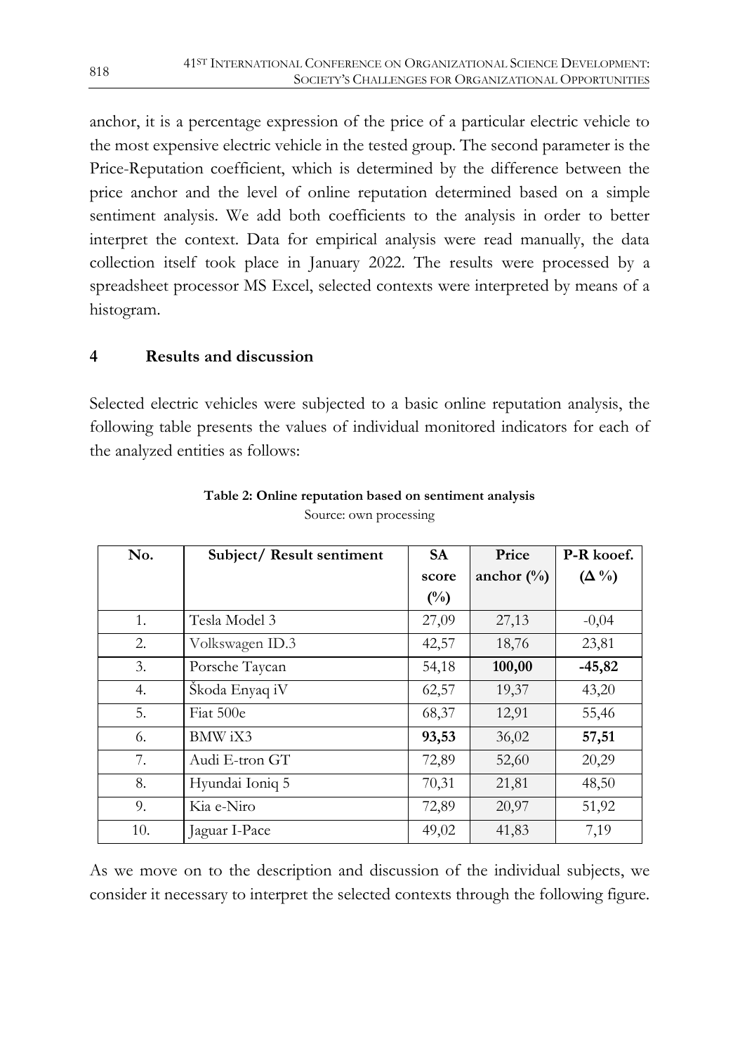anchor, it is a percentage expression of the price of a particular electric vehicle to the most expensive electric vehicle in the tested group. The second parameter is the Price-Reputation coefficient, which is determined by the difference between the price anchor and the level of online reputation determined based on a simple sentiment analysis. We add both coefficients to the analysis in order to better interpret the context. Data for empirical analysis were read manually, the data collection itself took place in January 2022. The results were processed by a spreadsheet processor MS Excel, selected contexts were interpreted by means of a histogram.

## 4 Results and discussion

Selected electric vehicles were subjected to a basic online reputation analysis, the following table presents the values of individual monitored indicators for each of the analyzed entities as follows:

**Table 2: Online reputation based on sentiment analysis**

Source: own processing

| No. | Subject/ Result sentiment | SA score (%) | Price anchor (%) | P-R kooef. (Δ %) |
|---|---|---|---|---|
| 1. | Tesla Model 3 | 27,09 | 27,13 | -0,04 |
| 2. | Volkswagen ID.3 | 42,57 | 18,76 | 23,81 |
| 3. | Porsche Taycan | 54,18 | **100,00** | **-45,82** |
| 4. | Škoda Enyaq iV | 62,57 | 19,37 | 43,20 |
| 5. | Fiat 500e | 68,37 | 12,91 | 55,46 |
| 6. | BMW iX3 | **93,53** | 36,02 | **57,51** |
| 7. | Audi E-tron GT | 72,89 | 52,60 | 20,29 |
| 8. | Hyundai Ioniq 5 | 70,31 | 21,81 | 48,50 |
| 9. | Kia e-Niro | 72,89 | 20,97 | 51,92 |
| 10. | Jaguar I-Pace | 49,02 | 41,83 | 7,19 |

As we move on to the description and discussion of the individual subjects, we consider it necessary to interpret the selected contexts through the following figure.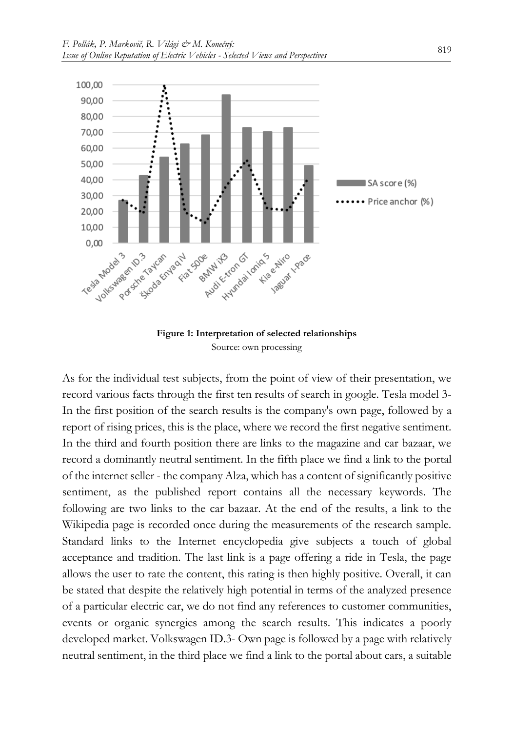**Figure 1: Interpretation of selected relationships**

Source: own processing

As for the individual test subjects, from the point of view of their presentation, we record various facts through the first ten results of search in google. Tesla model 3- In the first position of the search results is the company's own page, followed by a report of rising prices, this is the place, where we record the first negative sentiment. In the third and fourth position there are links to the magazine and car bazaar, we record a dominantly neutral sentiment. In the fifth place we find a link to the portal of the internet seller - the company Alza, which has a content of significantly positive sentiment, as the published report contains all the necessary keywords. The following are two links to the car bazaar. At the end of the results, a link to the Wikipedia page is recorded once during the measurements of the research sample. Standard links to the Internet encyclopedia give subjects a touch of global acceptance and tradition. The last link is a page offering a ride in Tesla, the page allows the user to rate the content, this rating is then highly positive. Overall, it can be stated that despite the relatively high potential in terms of the analyzed presence of a particular electric car, we do not find any references to customer communities, events or organic synergies among the search results. This indicates a poorly developed market. Volkswagen ID.3- Own page is followed by a page with relatively neutral sentiment, in the third place we find a link to the portal about cars, a suitable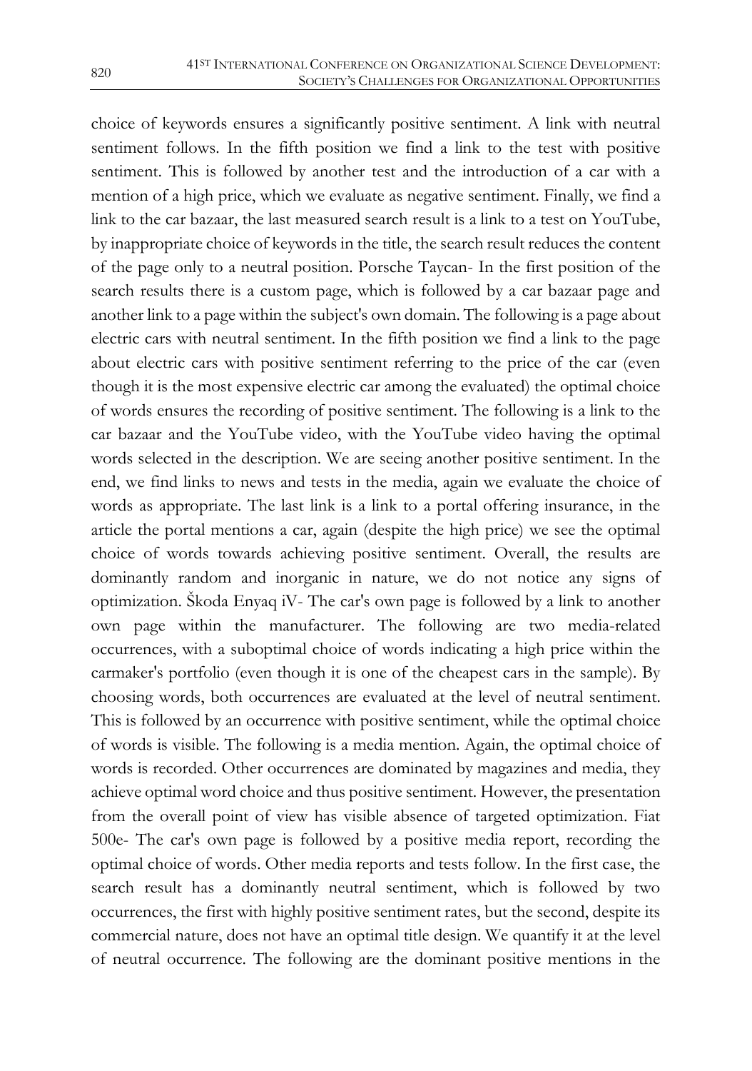choice of keywords ensures a significantly positive sentiment. A link with neutral sentiment follows. In the fifth position we find a link to the test with positive sentiment. This is followed by another test and the introduction of a car with a mention of a high price, which we evaluate as negative sentiment. Finally, we find a link to the car bazaar, the last measured search result is a link to a test on YouTube, by inappropriate choice of keywords in the title, the search result reduces the content of the page only to a neutral position. Porsche Taycan- In the first position of the search results there is a custom page, which is followed by a car bazaar page and another link to a page within the subject's own domain. The following is a page about electric cars with neutral sentiment. In the fifth position we find a link to the page about electric cars with positive sentiment referring to the price of the car (even though it is the most expensive electric car among the evaluated) the optimal choice of words ensures the recording of positive sentiment. The following is a link to the car bazaar and the YouTube video, with the YouTube video having the optimal words selected in the description. We are seeing another positive sentiment. In the end, we find links to news and tests in the media, again we evaluate the choice of words as appropriate. The last link is a link to a portal offering insurance, in the article the portal mentions a car, again (despite the high price) we see the optimal choice of words towards achieving positive sentiment. Overall, the results are dominantly random and inorganic in nature, we do not notice any signs of optimization. Škoda Enyaq iV- The car's own page is followed by a link to another own page within the manufacturer. The following are two media-related occurrences, with a suboptimal choice of words indicating a high price within the carmaker's portfolio (even though it is one of the cheapest cars in the sample). By choosing words, both occurrences are evaluated at the level of neutral sentiment. This is followed by an occurrence with positive sentiment, while the optimal choice of words is visible. The following is a media mention. Again, the optimal choice of words is recorded. Other occurrences are dominated by magazines and media, they achieve optimal word choice and thus positive sentiment. However, the presentation from the overall point of view has visible absence of targeted optimization. Fiat 500e- The car's own page is followed by a positive media report, recording the optimal choice of words. Other media reports and tests follow. In the first case, the search result has a dominantly neutral sentiment, which is followed by two occurrences, the first with highly positive sentiment rates, but the second, despite its commercial nature, does not have an optimal title design. We quantify it at the level of neutral occurrence. The following are the dominant positive mentions in the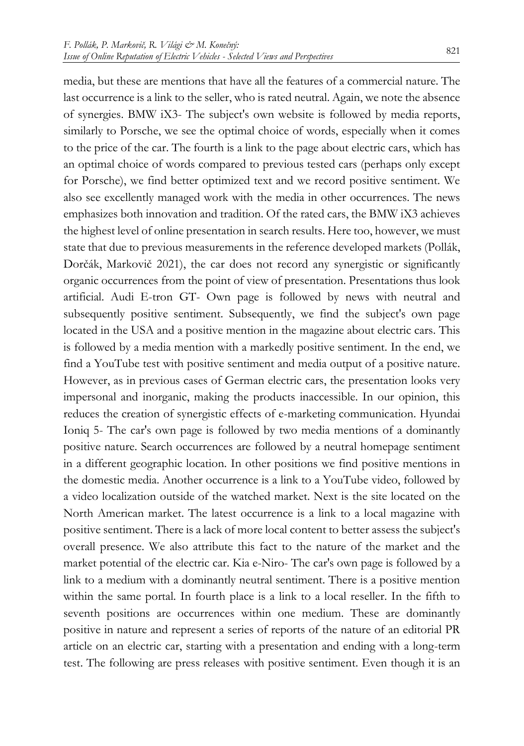media, but these are mentions that have all the features of a commercial nature. The last occurrence is a link to the seller, who is rated neutral. Again, we note the absence of synergies. BMW iX3- The subject's own website is followed by media reports, similarly to Porsche, we see the optimal choice of words, especially when it comes to the price of the car. The fourth is a link to the page about electric cars, which has an optimal choice of words compared to previous tested cars (perhaps only except for Porsche), we find better optimized text and we record positive sentiment. We also see excellently managed work with the media in other occurrences. The news emphasizes both innovation and tradition. Of the rated cars, the BMW iX3 achieves the highest level of online presentation in search results. Here too, however, we must state that due to previous measurements in the reference developed markets (Pollák, Dorčák, Markovič 2021), the car does not record any synergistic or significantly organic occurrences from the point of view of presentation. Presentations thus look artificial. Audi E-tron GT- Own page is followed by news with neutral and subsequently positive sentiment. Subsequently, we find the subject's own page located in the USA and a positive mention in the magazine about electric cars. This is followed by a media mention with a markedly positive sentiment. In the end, we find a YouTube test with positive sentiment and media output of a positive nature. However, as in previous cases of German electric cars, the presentation looks very impersonal and inorganic, making the products inaccessible. In our opinion, this reduces the creation of synergistic effects of e-marketing communication. Hyundai Ioniq 5- The car's own page is followed by two media mentions of a dominantly positive nature. Search occurrences are followed by a neutral homepage sentiment in a different geographic location. In other positions we find positive mentions in the domestic media. Another occurrence is a link to a YouTube video, followed by a video localization outside of the watched market. Next is the site located on the North American market. The latest occurrence is a link to a local magazine with positive sentiment. There is a lack of more local content to better assess the subject's overall presence. We also attribute this fact to the nature of the market and the market potential of the electric car. Kia e-Niro- The car's own page is followed by a link to a medium with a dominantly neutral sentiment. There is a positive mention within the same portal. In fourth place is a link to a local reseller. In the fifth to seventh positions are occurrences within one medium. These are dominantly positive in nature and represent a series of reports of the nature of an editorial PR article on an electric car, starting with a presentation and ending with a long-term test. The following are press releases with positive sentiment. Even though it is an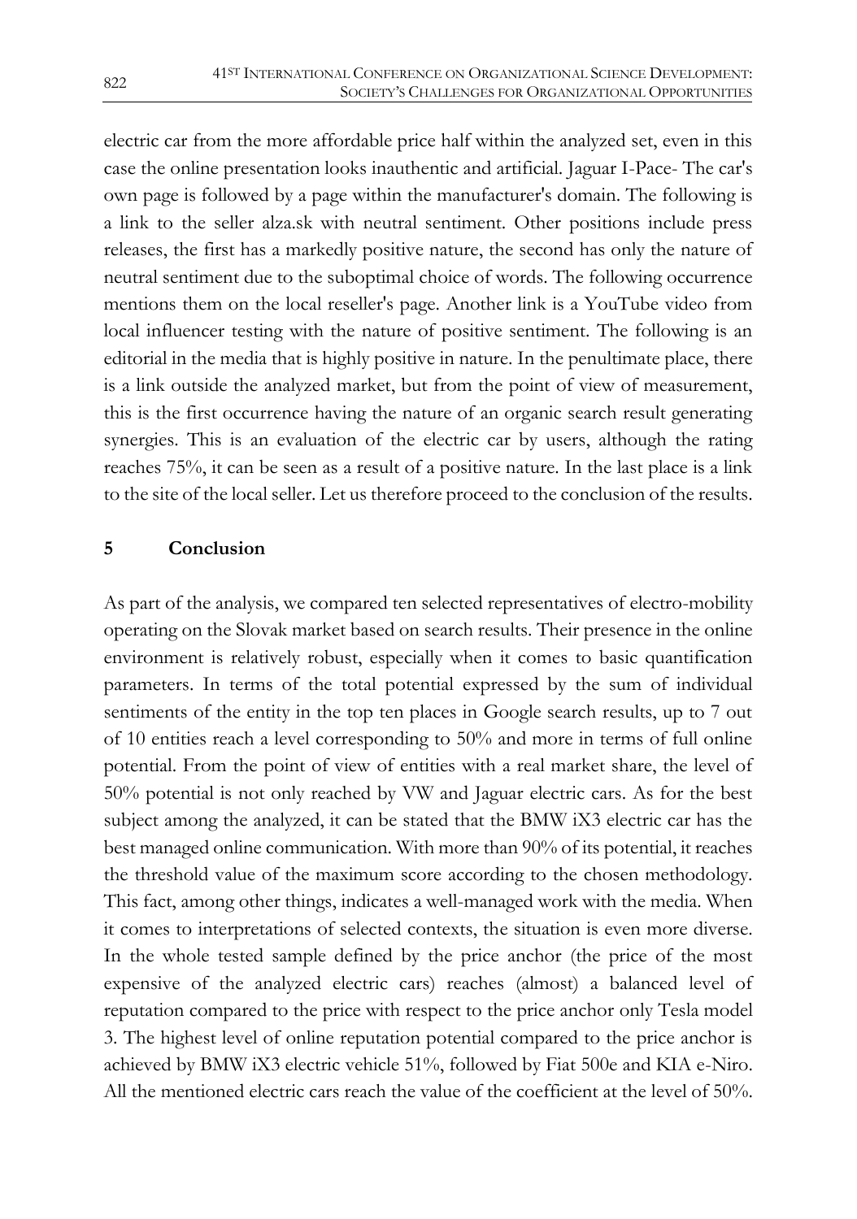electric car from the more affordable price half within the analyzed set, even in this case the online presentation looks inauthentic and artificial. Jaguar I-Pace- The car's own page is followed by a page within the manufacturer's domain. The following is a link to the seller alza.sk with neutral sentiment. Other positions include press releases, the first has a markedly positive nature, the second has only the nature of neutral sentiment due to the suboptimal choice of words. The following occurrence mentions them on the local reseller's page. Another link is a YouTube video from local influencer testing with the nature of positive sentiment. The following is an editorial in the media that is highly positive in nature. In the penultimate place, there is a link outside the analyzed market, but from the point of view of measurement, this is the first occurrence having the nature of an organic search result generating synergies. This is an evaluation of the electric car by users, although the rating reaches 75%, it can be seen as a result of a positive nature. In the last place is a link to the site of the local seller. Let us therefore proceed to the conclusion of the results.

## 5 Conclusion

As part of the analysis, we compared ten selected representatives of electro-mobility operating on the Slovak market based on search results. Their presence in the online environment is relatively robust, especially when it comes to basic quantification parameters. In terms of the total potential expressed by the sum of individual sentiments of the entity in the top ten places in Google search results, up to 7 out of 10 entities reach a level corresponding to 50% and more in terms of full online potential. From the point of view of entities with a real market share, the level of 50% potential is not only reached by VW and Jaguar electric cars. As for the best subject among the analyzed, it can be stated that the BMW iX3 electric car has the best managed online communication. With more than 90% of its potential, it reaches the threshold value of the maximum score according to the chosen methodology. This fact, among other things, indicates a well-managed work with the media. When it comes to interpretations of selected contexts, the situation is even more diverse. In the whole tested sample defined by the price anchor (the price of the most expensive of the analyzed electric cars) reaches (almost) a balanced level of reputation compared to the price with respect to the price anchor only Tesla model 3. The highest level of online reputation potential compared to the price anchor is achieved by BMW iX3 electric vehicle 51%, followed by Fiat 500e and KIA e-Niro. All the mentioned electric cars reach the value of the coefficient at the level of 50%.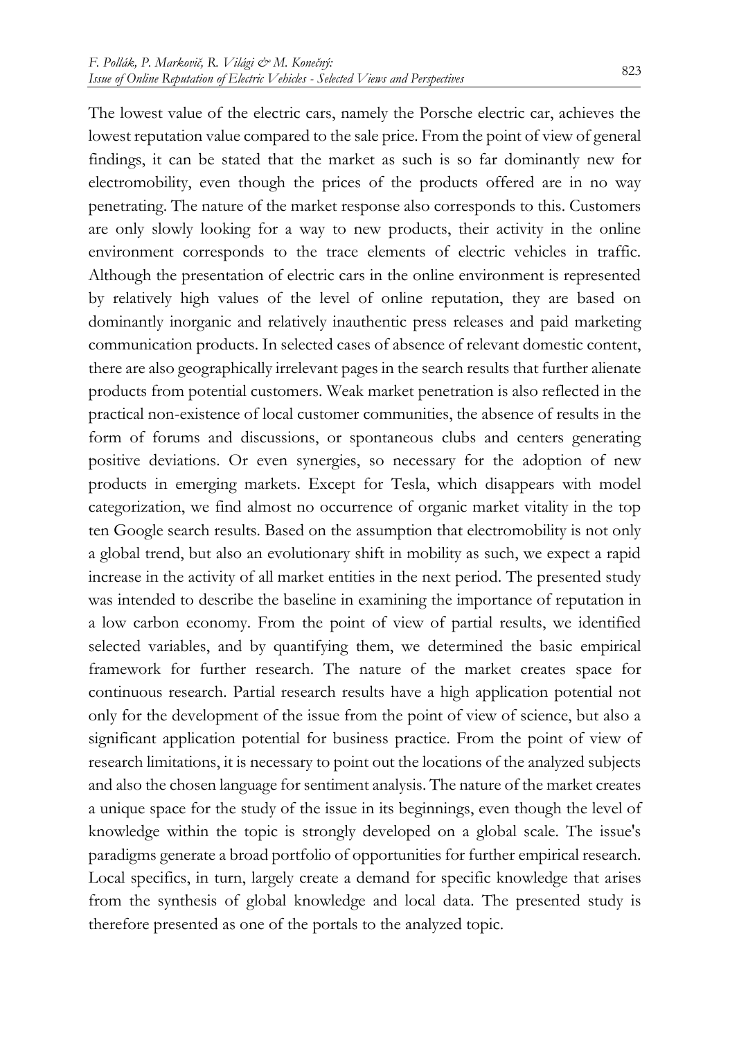The lowest value of the electric cars, namely the Porsche electric car, achieves the lowest reputation value compared to the sale price. From the point of view of general findings, it can be stated that the market as such is so far dominantly new for electromobility, even though the prices of the products offered are in no way penetrating. The nature of the market response also corresponds to this. Customers are only slowly looking for a way to new products, their activity in the online environment corresponds to the trace elements of electric vehicles in traffic. Although the presentation of electric cars in the online environment is represented by relatively high values of the level of online reputation, they are based on dominantly inorganic and relatively inauthentic press releases and paid marketing communication products. In selected cases of absence of relevant domestic content, there are also geographically irrelevant pages in the search results that further alienate products from potential customers. Weak market penetration is also reflected in the practical non-existence of local customer communities, the absence of results in the form of forums and discussions, or spontaneous clubs and centers generating positive deviations. Or even synergies, so necessary for the adoption of new products in emerging markets. Except for Tesla, which disappears with model categorization, we find almost no occurrence of organic market vitality in the top ten Google search results. Based on the assumption that electromobility is not only a global trend, but also an evolutionary shift in mobility as such, we expect a rapid increase in the activity of all market entities in the next period. The presented study was intended to describe the baseline in examining the importance of reputation in a low carbon economy. From the point of view of partial results, we identified selected variables, and by quantifying them, we determined the basic empirical framework for further research. The nature of the market creates space for continuous research. Partial research results have a high application potential not only for the development of the issue from the point of view of science, but also a significant application potential for business practice. From the point of view of research limitations, it is necessary to point out the locations of the analyzed subjects and also the chosen language for sentiment analysis. The nature of the market creates a unique space for the study of the issue in its beginnings, even though the level of knowledge within the topic is strongly developed on a global scale. The issue's paradigms generate a broad portfolio of opportunities for further empirical research. Local specifics, in turn, largely create a demand for specific knowledge that arises from the synthesis of global knowledge and local data. The presented study is therefore presented as one of the portals to the analyzed topic.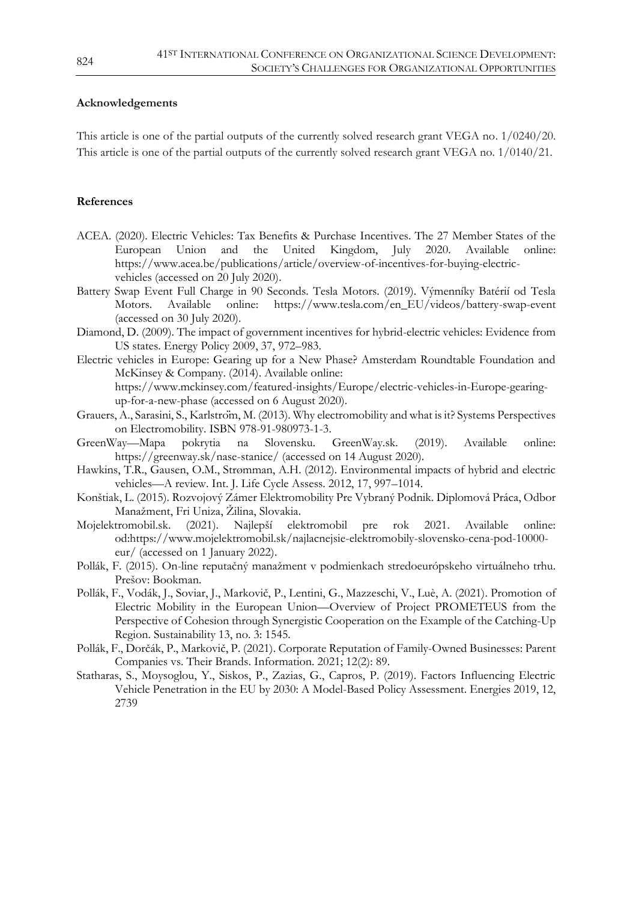**Acknowledgements**

This article is one of the partial outputs of the currently solved research grant VEGA no. 1/0240/20. This article is one of the partial outputs of the currently solved research grant VEGA no. 1/0140/21.

**References**

ACEA. (2020). Electric Vehicles: Tax Benefits & Purchase Incentives. The 27 Member States of the European Union and the United Kingdom, July 2020. Available online: https://www.acea.be/publications/article/overview-of-incentives-for-buying-electric-vehicles (accessed on 20 July 2020).

Battery Swap Event Full Charge in 90 Seconds. Tesla Motors. (2019). Výmenníky Batérií od Tesla Motors. Available online: https://www.tesla.com/en_EU/videos/battery-swap-event (accessed on 30 July 2020).

Diamond, D. (2009). The impact of government incentives for hybrid-electric vehicles: Evidence from US states. Energy Policy 2009, 37, 972–983.

Electric vehicles in Europe: Gearing up for a New Phase? Amsterdam Roundtable Foundation and McKinsey & Company. (2014). Available online: https://www.mckinsey.com/featured-insights/Europe/electric-vehicles-in-Europe-gearing-up-for-a-new-phase (accessed on 6 August 2020).

Grauers, A., Sarasini, S., Karlström, M. (2013). Why electromobility and what is it? Systems Perspectives on Electromobility. ISBN 978-91-980973-1-3.

GreenWay—Mapa pokrytia na Slovensku. GreenWay.sk. (2019). Available online: https://greenway.sk/nase-stanice/ (accessed on 14 August 2020).

Hawkins, T.R., Gausen, O.M., Strømman, A.H. (2012). Environmental impacts of hybrid and electric vehicles—A review. Int. J. Life Cycle Assess. 2012, 17, 997–1014.

Konštiak, L. (2015). Rozvojový Zámer Elektromobility Pre Vybraný Podnik. Diplomová Práca, Odbor Manažment, Fri Uniza, Žilina, Slovakia.

Mojelektromobil.sk. (2021). Najlepší elektromobil pre rok 2021. Available online: od:https://www.mojelektromobil.sk/najlacnejsie-elektromobily-slovensko-cena-pod-10000-eur/ (accessed on 1 January 2022).

Pollák, F. (2015). On-line reputačný manažment v podmienkach stredoeurópskeho virtuálneho trhu. Prešov: Bookman.

Pollák, F., Vodák, J., Soviar, J., Markovič, P., Lentini, G., Mazzeschi, V., Luè, A. (2021). Promotion of Electric Mobility in the European Union—Overview of Project PROMETEUS from the Perspective of Cohesion through Synergistic Cooperation on the Example of the Catching-Up Region. Sustainability 13, no. 3: 1545.

Pollák, F., Dorčák, P., Markovič, P. (2021). Corporate Reputation of Family-Owned Businesses: Parent Companies vs. Their Brands. Information. 2021; 12(2): 89.

Statharas, S., Moysoglou, Y., Siskos, P., Zazias, G., Capros, P. (2019). Factors Influencing Electric Vehicle Penetration in the EU by 2030: A Model-Based Policy Assessment. Energies 2019, 12, 2739